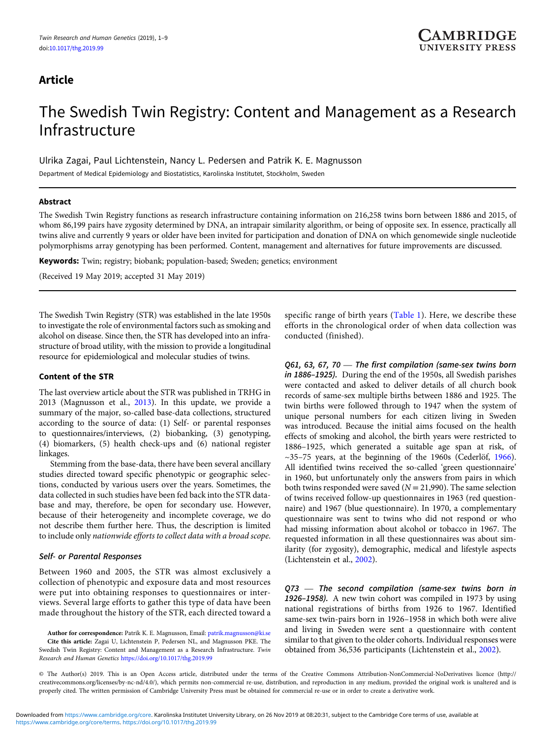## Article

# The Swedish Twin Registry: Content and Management as a Research Infrastructure

Ulrika Zagai, Paul Lichtenstein, Nancy L. Pedersen and Patrik K. E. Magnusson

Department of Medical Epidemiology and Biostatistics, Karolinska Institutet, Stockholm, Sweden

### Abstract

The Swedish Twin Registry functions as research infrastructure containing information on 216,258 twins born between 1886 and 2015, of whom 86,199 pairs have zygosity determined by DNA, an intrapair similarity algorithm, or being of opposite sex. In essence, practically all twins alive and currently 9 years or older have been invited for participation and donation of DNA on which genomewide single nucleotide polymorphisms array genotyping has been performed. Content, management and alternatives for future improvements are discussed.

**Keywords:** Twin; registry; biobank; population-based; Sweden; genetics; environment

(Received 19 May 2019; accepted 31 May 2019)

The Swedish Twin Registry (STR) was established in the late 1950s to investigate the role of environmental factors such as smoking and alcohol on disease. Since then, the STR has developed into an infrastructure of broad utility, with the mission to provide a longitudinal resource for epidemiological and molecular studies of twins.

## Content of the STR

The last overview article about the STR was published in TRHG in 2013 (Magnusson et al., 2013). In this update, we provide a summary of the major, so-called base-data collections, structured according to the source of data: (1) Self- or parental responses to questionnaires/interviews, (2) biobanking, (3) genotyping, (4) biomarkers, (5) health check-ups and (6) national register linkages.

Stemming from the base-data, there have been several ancillary studies directed toward specific phenotypic or geographic selections, conducted by various users over the years. Sometimes, the data collected in such studies have been fed back into the STR database and may, therefore, be open for secondary use. However, because of their heterogeneity and incomplete coverage, we do not describe them further here. Thus, the description is limited to include only *nationwide efforts to collect data with a broad scope*.

### *Self- or Parental Responses*

Between 1960 and 2005, the STR was almost exclusively a collection of phenotypic and exposure data and most resources were put into obtaining responses to questionnaires or interviews. Several large efforts to gather this type of data have been made throughout the history of the STR, each directed toward a specific range of birth years (Table 1). Here, we describe these efforts in the chronological order of when data collection was conducted (finished).

***Q61, 63, 67, 70 — The first compilation (same-sex twins born in 1886–1925).*** During the end of the 1950s, all Swedish parishes were contacted and asked to deliver details of all church book records of same-sex multiple births between 1886 and 1925. The twin births were followed through to 1947 when the system of unique personal numbers for each citizen living in Sweden was introduced. Because the initial aims focused on the health effects of smoking and alcohol, the birth years were restricted to 1886–1925, which generated a suitable age span at risk, of ~35–75 years, at the beginning of the 1960s (Cederlöf, 1966). All identified twins received the so-called 'green questionnaire' in 1960, but unfortunately only the answers from pairs in which both twins responded were saved ($N = 21{,}990$). The same selection of twins received follow-up questionnaires in 1963 (red questionnaire) and 1967 (blue questionnaire). In 1970, a complementary questionnaire was sent to twins who did not respond or who had missing information about alcohol or tobacco in 1967. The requested information in all these questionnaires was about similarity (for zygosity), demographic, medical and lifestyle aspects (Lichtenstein et al., 2002).

***Q73 — The second compilation (same-sex twins born in 1926–1958).*** A new twin cohort was compiled in 1973 by using national registrations of births from 1926 to 1967. Identified same-sex twin-pairs born in 1926–1958 in which both were alive and living in Sweden were sent a questionnaire with content similar to that given to the older cohorts. Individual responses were obtained from 36,536 participants (Lichtenstein et al., 2002).

**Author for correspondence:** Patrik K. E. Magnusson, Email: patrik.magnusson@ki.se
**Cite this article:** Zagai U, Lichtenstein P, Pedersen NL, and Magnusson PKE. The Swedish Twin Registry: Content and Management as a Research Infrastructure. *Twin Research and Human Genetics* https://doi.org/10.1017/thg.2019.99

© The Author(s) 2019. This is an Open Access article, distributed under the terms of the Creative Commons Attribution-NonCommercial-NoDerivatives licence (http://creativecommons.org/licenses/by-nc-nd/4.0/), which permits non-commercial re-use, distribution, and reproduction in any medium, provided the original work is unaltered and is properly cited. The written permission of Cambridge University Press must be obtained for commercial re-use or in order to create a derivative work.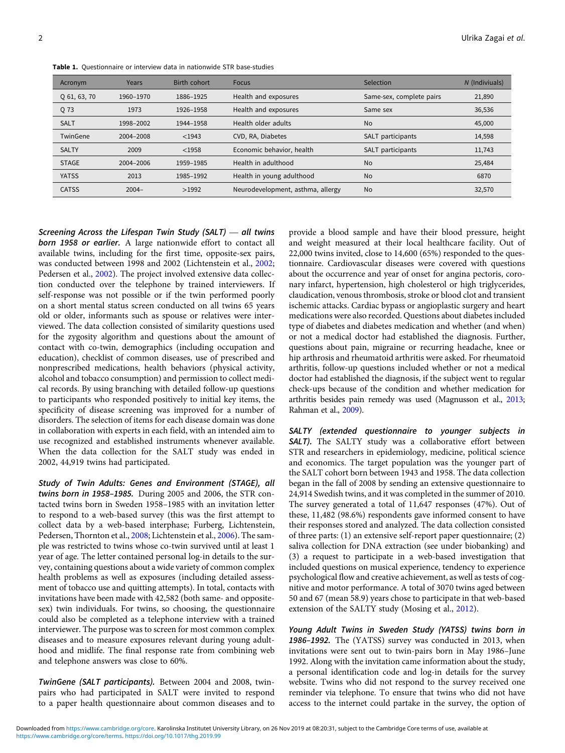**Table 1.** Questionnaire or interview data in nationwide STR base-studies

| Acronym | Years | Birth cohort | Focus | Selection | N (Indiviuals) |
|---|---|---|---|---|---|
| Q 61, 63, 70 | 1960–1970 | 1886–1925 | Health and exposures | Same-sex, complete pairs | 21,890 |
| Q 73 | 1973 | 1926–1958 | Health and exposures | Same sex | 36,536 |
| SALT | 1998–2002 | 1944–1958 | Health older adults | No | 45,000 |
| TwinGene | 2004–2008 | <1943 | CVD, RA, Diabetes | SALT participants | 14,598 |
| SALTY | 2009 | <1958 | Economic behavior, health | SALT participants | 11,743 |
| STAGE | 2004–2006 | 1959–1985 | Health in adulthood | No | 25,484 |
| YATSS | 2013 | 1985–1992 | Health in young adulthood | No | 6870 |
| CATSS | 2004– | >1992 | Neurodevelopment, asthma, allergy | No | 32,570 |

***Screening Across the Lifespan Twin Study (SALT) — all twins born 1958 or earlier.*** A large nationwide effort to contact all available twins, including for the first time, opposite-sex pairs, was conducted between 1998 and 2002 (Lichtenstein et al., 2002; Pedersen et al., 2002). The project involved extensive data collection conducted over the telephone by trained interviewers. If self-response was not possible or if the twin performed poorly on a short mental status screen conducted on all twins 65 years old or older, informants such as spouse or relatives were interviewed. The data collection consisted of similarity questions used for the zygosity algorithm and questions about the amount of contact with co-twin, demographics (including occupation and education), checklist of common diseases, use of prescribed and nonprescribed medications, health behaviors (physical activity, alcohol and tobacco consumption) and permission to collect medical records. By using branching with detailed follow-up questions to participants who responded positively to initial key items, the specificity of disease screening was improved for a number of disorders. The selection of items for each disease domain was done in collaboration with experts in each field, with an intended aim to use recognized and established instruments whenever available. When the data collection for the SALT study was ended in 2002, 44,919 twins had participated.

***Study of Twin Adults: Genes and Environment (STAGE), all twins born in 1958–1985.*** During 2005 and 2006, the STR contacted twins born in Sweden 1958–1985 with an invitation letter to respond to a web-based survey (this was the first attempt to collect data by a web-based interphase; Furberg, Lichtenstein, Pedersen, Thornton et al., 2008; Lichtenstein et al., 2006). The sample was restricted to twins whose co-twin survived until at least 1 year of age. The letter contained personal log-in details to the survey, containing questions about a wide variety of common complex health problems as well as exposures (including detailed assessment of tobacco use and quitting attempts). In total, contacts with invitations have been made with 42,582 (both same- and opposite-sex) twin individuals. For twins, so choosing, the questionnaire could also be completed as a telephone interview with a trained interviewer. The purpose was to screen for most common complex diseases and to measure exposures relevant during young adulthood and midlife. The final response rate from combining web and telephone answers was close to 60%.

***TwinGene (SALT participants).*** Between 2004 and 2008, twin-pairs who had participated in SALT were invited to respond to a paper health questionnaire about common diseases and to provide a blood sample and have their blood pressure, height and weight measured at their local healthcare facility. Out of 22,000 twins invited, close to 14,600 (65%) responded to the questionnaire. Cardiovascular diseases were covered with questions about the occurrence and year of onset for angina pectoris, coronary infarct, hypertension, high cholesterol or high triglycerides, claudication, venous thrombosis, stroke or blood clot and transient ischemic attacks. Cardiac bypass or angioplastic surgery and heart medications were also recorded. Questions about diabetes included type of diabetes and diabetes medication and whether (and when) or not a medical doctor had established the diagnosis. Further, questions about pain, migraine or recurring headache, knee or hip arthrosis and rheumatoid arthritis were asked. For rheumatoid arthritis, follow-up questions included whether or not a medical doctor had established the diagnosis, if the subject went to regular check-ups because of the condition and whether medication for arthritis besides pain remedy was used (Magnusson et al., 2013; Rahman et al., 2009).

***SALTY (extended questionnaire to younger subjects in SALT).*** The SALTY study was a collaborative effort between STR and researchers in epidemiology, medicine, political science and economics. The target population was the younger part of the SALT cohort born between 1943 and 1958. The data collection began in the fall of 2008 by sending an extensive questionnaire to 24,914 Swedish twins, and it was completed in the summer of 2010. The survey generated a total of 11,647 responses (47%). Out of these, 11,482 (98.6%) respondents gave informed consent to have their responses stored and analyzed. The data collection consisted of three parts: (1) an extensive self-report paper questionnaire; (2) saliva collection for DNA extraction (see under biobanking) and (3) a request to participate in a web-based investigation that included questions on musical experience, tendency to experience psychological flow and creative achievement, as well as tests of cognitive and motor performance. A total of 3070 twins aged between 50 and 67 (mean 58.9) years chose to participate in that web-based extension of the SALTY study (Mosing et al., 2012).

***Young Adult Twins in Sweden Study (YATSS) twins born in 1986–1992.*** The (YATSS) survey was conducted in 2013, when invitations were sent out to twin-pairs born in May 1986–June 1992. Along with the invitation came information about the study, a personal identification code and log-in details for the survey website. Twins who did not respond to the survey received one reminder via telephone. To ensure that twins who did not have access to the internet could partake in the survey, the option of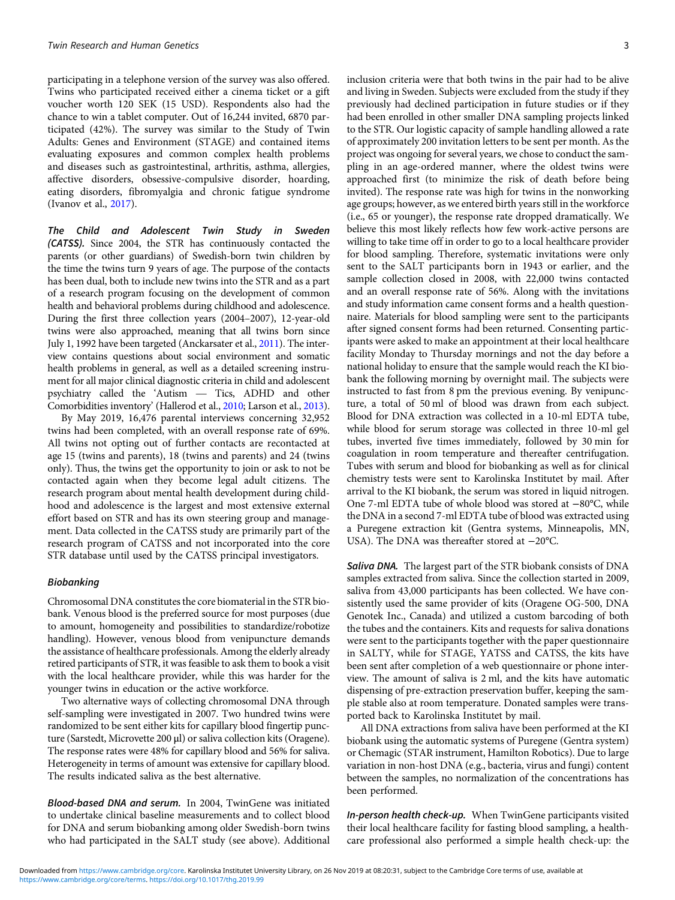participating in a telephone version of the survey was also offered. Twins who participated received either a cinema ticket or a gift voucher worth 120 SEK (15 USD). Respondents also had the chance to win a tablet computer. Out of 16,244 invited, 6870 participated (42%). The survey was similar to the Study of Twin Adults: Genes and Environment (STAGE) and contained items evaluating exposures and common complex health problems and diseases such as gastrointestinal, arthritis, asthma, allergies, affective disorders, obsessive-compulsive disorder, hoarding, eating disorders, fibromyalgia and chronic fatigue syndrome (Ivanov et al., 2017).

***The Child and Adolescent Twin Study in Sweden (CATSS).*** Since 2004, the STR has continuously contacted the parents (or other guardians) of Swedish-born twin children by the time the twins turn 9 years of age. The purpose of the contacts has been dual, both to include new twins into the STR and as a part of a research program focusing on the development of common health and behavioral problems during childhood and adolescence. During the first three collection years (2004–2007), 12-year-old twins were also approached, meaning that all twins born since July 1, 1992 have been targeted (Anckarsater et al., 2011). The interview contains questions about social environment and somatic health problems in general, as well as a detailed screening instrument for all major clinical diagnostic criteria in child and adolescent psychiatry called the 'Autism — Tics, ADHD and other Comorbidities inventory' (Hallerod et al., 2010; Larson et al., 2013).

By May 2019, 16,476 parental interviews concerning 32,952 twins had been completed, with an overall response rate of 69%. All twins not opting out of further contacts are recontacted at age 15 (twins and parents), 18 (twins and parents) and 24 (twins only). Thus, the twins get the opportunity to join or ask to not be contacted again when they become legal adult citizens. The research program about mental health development during childhood and adolescence is the largest and most extensive external effort based on STR and has its own steering group and management. Data collected in the CATSS study are primarily part of the research program of CATSS and not incorporated into the core STR database until used by the CATSS principal investigators.

### Biobanking

Chromosomal DNA constitutes the core biomaterial in the STR biobank. Venous blood is the preferred source for most purposes (due to amount, homogeneity and possibilities to standardize/robotize handling). However, venous blood from venipuncture demands the assistance of healthcare professionals. Among the elderly already retired participants of STR, it was feasible to ask them to book a visit with the local healthcare provider, while this was harder for the younger twins in education or the active workforce.

Two alternative ways of collecting chromosomal DNA through self-sampling were investigated in 2007. Two hundred twins were randomized to be sent either kits for capillary blood fingertip puncture (Sarstedt, Microvette 200 µl) or saliva collection kits (Oragene). The response rates were 48% for capillary blood and 56% for saliva. Heterogeneity in terms of amount was extensive for capillary blood. The results indicated saliva as the best alternative.

***Blood-based DNA and serum.*** In 2004, TwinGene was initiated to undertake clinical baseline measurements and to collect blood for DNA and serum biobanking among older Swedish-born twins who had participated in the SALT study (see above). Additional inclusion criteria were that both twins in the pair had to be alive and living in Sweden. Subjects were excluded from the study if they previously had declined participation in future studies or if they had been enrolled in other smaller DNA sampling projects linked to the STR. Our logistic capacity of sample handling allowed a rate of approximately 200 invitation letters to be sent per month. As the project was ongoing for several years, we chose to conduct the sampling in an age-ordered manner, where the oldest twins were approached first (to minimize the risk of death before being invited). The response rate was high for twins in the nonworking age groups; however, as we entered birth years still in the workforce (i.e., 65 or younger), the response rate dropped dramatically. We believe this most likely reflects how few work-active persons are willing to take time off in order to go to a local healthcare provider for blood sampling. Therefore, systematic invitations were only sent to the SALT participants born in 1943 or earlier, and the sample collection closed in 2008, with 22,000 twins contacted and an overall response rate of 56%. Along with the invitations and study information came consent forms and a health questionnaire. Materials for blood sampling were sent to the participants after signed consent forms had been returned. Consenting participants were asked to make an appointment at their local healthcare facility Monday to Thursday mornings and not the day before a national holiday to ensure that the sample would reach the KI biobank the following morning by overnight mail. The subjects were instructed to fast from 8 pm the previous evening. By venipuncture, a total of 50 ml of blood was drawn from each subject. Blood for DNA extraction was collected in a 10-ml EDTA tube, while blood for serum storage was collected in three 10-ml gel tubes, inverted five times immediately, followed by 30 min for coagulation in room temperature and thereafter centrifugation. Tubes with serum and blood for biobanking as well as for clinical chemistry tests were sent to Karolinska Institutet by mail. After arrival to the KI biobank, the serum was stored in liquid nitrogen. One 7-ml EDTA tube of whole blood was stored at −80°C, while the DNA in a second 7-ml EDTA tube of blood was extracted using a Puregene extraction kit (Gentra systems, Minneapolis, MN, USA). The DNA was thereafter stored at −20°C.

***Saliva DNA.*** The largest part of the STR biobank consists of DNA samples extracted from saliva. Since the collection started in 2009, saliva from 43,000 participants has been collected. We have consistently used the same provider of kits (Oragene OG-500, DNA Genotek Inc., Canada) and utilized a custom barcoding of both the tubes and the containers. Kits and requests for saliva donations were sent to the participants together with the paper questionnaire in SALTY, while for STAGE, YATSS and CATSS, the kits have been sent after completion of a web questionnaire or phone interview. The amount of saliva is 2 ml, and the kits have automatic dispensing of pre-extraction preservation buffer, keeping the sample stable also at room temperature. Donated samples were transported back to Karolinska Institutet by mail.

All DNA extractions from saliva have been performed at the KI biobank using the automatic systems of Puregene (Gentra system) or Chemagic (STAR instrument, Hamilton Robotics). Due to large variation in non-host DNA (e.g., bacteria, virus and fungi) content between the samples, no normalization of the concentrations has been performed.

***In-person health check-up.*** When TwinGene participants visited their local healthcare facility for fasting blood sampling, a healthcare professional also performed a simple health check-up: the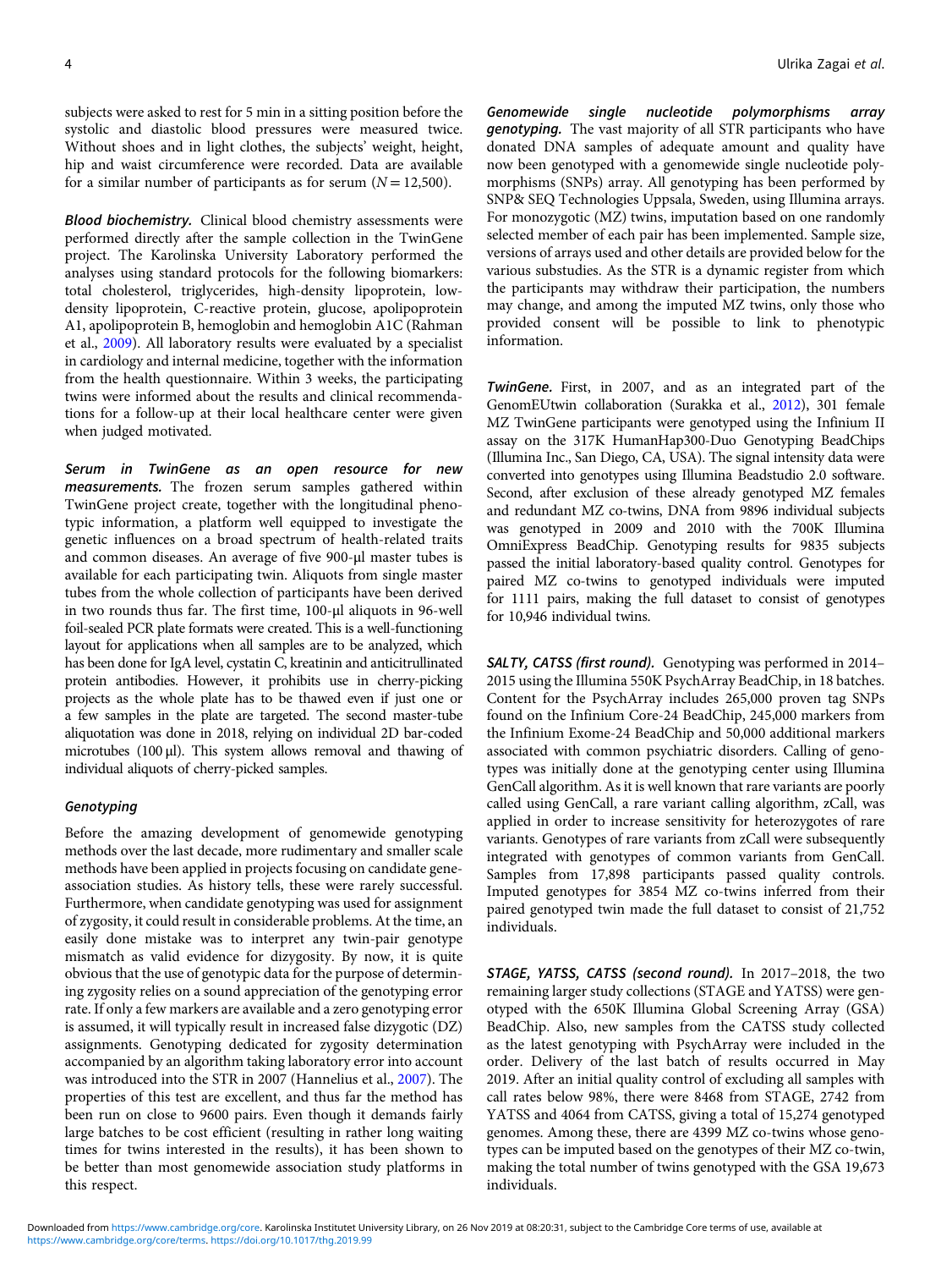subjects were asked to rest for 5 min in a sitting position before the systolic and diastolic blood pressures were measured twice. Without shoes and in light clothes, the subjects' weight, height, hip and waist circumference were recorded. Data are available for a similar number of participants as for serum ($N = 12{,}500$).

***Blood biochemistry.*** Clinical blood chemistry assessments were performed directly after the sample collection in the TwinGene project. The Karolinska University Laboratory performed the analyses using standard protocols for the following biomarkers: total cholesterol, triglycerides, high-density lipoprotein, low-density lipoprotein, C-reactive protein, glucose, apolipoprotein A1, apolipoprotein B, hemoglobin and hemoglobin A1C (Rahman et al., 2009). All laboratory results were evaluated by a specialist in cardiology and internal medicine, together with the information from the health questionnaire. Within 3 weeks, the participating twins were informed about the results and clinical recommendations for a follow-up at their local healthcare center were given when judged motivated.

***Serum in TwinGene as an open resource for new measurements.*** The frozen serum samples gathered within TwinGene project create, together with the longitudinal phenotypic information, a platform well equipped to investigate the genetic influences on a broad spectrum of health-related traits and common diseases. An average of five 900-µl master tubes is available for each participating twin. Aliquots from single master tubes from the whole collection of participants have been derived in two rounds thus far. The first time, 100-µl aliquots in 96-well foil-sealed PCR plate formats were created. This is a well-functioning layout for applications when all samples are to be analyzed, which has been done for IgA level, cystatin C, kreatinin and anticitrullinated protein antibodies. However, it prohibits use in cherry-picking projects as the whole plate has to be thawed even if just one or a few samples in the plate are targeted. The second master-tube aliquotation was done in 2018, relying on individual 2D bar-coded microtubes (100 µl). This system allows removal and thawing of individual aliquots of cherry-picked samples.

### Genotyping

Before the amazing development of genomewide genotyping methods over the last decade, more rudimentary and smaller scale methods have been applied in projects focusing on candidate gene-association studies. As history tells, these were rarely successful. Furthermore, when candidate genotyping was used for assignment of zygosity, it could result in considerable problems. At the time, an easily done mistake was to interpret any twin-pair genotype mismatch as valid evidence for dizygosity. By now, it is quite obvious that the use of genotypic data for the purpose of determining zygosity relies on a sound appreciation of the genotyping error rate. If only a few markers are available and a zero genotyping error is assumed, it will typically result in increased false dizygotic (DZ) assignments. Genotyping dedicated for zygosity determination accompanied by an algorithm taking laboratory error into account was introduced into the STR in 2007 (Hannelius et al., 2007). The properties of this test are excellent, and thus far the method has been run on close to 9600 pairs. Even though it demands fairly large batches to be cost efficient (resulting in rather long waiting times for twins interested in the results), it has been shown to be better than most genomewide association study platforms in this respect.

***Genomewide single nucleotide polymorphisms array genotyping.*** The vast majority of all STR participants who have donated DNA samples of adequate amount and quality have now been genotyped with a genomewide single nucleotide polymorphisms (SNPs) array. All genotyping has been performed by SNP& SEQ Technologies Uppsala, Sweden, using Illumina arrays. For monozygotic (MZ) twins, imputation based on one randomly selected member of each pair has been implemented. Sample size, versions of arrays used and other details are provided below for the various substudies. As the STR is a dynamic register from which the participants may withdraw their participation, the numbers may change, and among the imputed MZ twins, only those who provided consent will be possible to link to phenotypic information.

***TwinGene.*** First, in 2007, and as an integrated part of the GenomEUtwin collaboration (Surakka et al., 2012), 301 female MZ TwinGene participants were genotyped using the Infinium II assay on the 317K HumanHap300-Duo Genotyping BeadChips (Illumina Inc., San Diego, CA, USA). The signal intensity data were converted into genotypes using Illumina Beadstudio 2.0 software. Second, after exclusion of these already genotyped MZ females and redundant MZ co-twins, DNA from 9896 individual subjects was genotyped in 2009 and 2010 with the 700K Illumina OmniExpress BeadChip. Genotyping results for 9835 subjects passed the initial laboratory-based quality control. Genotypes for paired MZ co-twins to genotyped individuals were imputed for 1111 pairs, making the full dataset to consist of genotypes for 10,946 individual twins.

***SALTY, CATSS (first round).*** Genotyping was performed in 2014–2015 using the Illumina 550K PsychArray BeadChip, in 18 batches. Content for the PsychArray includes 265,000 proven tag SNPs found on the Infinium Core-24 BeadChip, 245,000 markers from the Infinium Exome-24 BeadChip and 50,000 additional markers associated with common psychiatric disorders. Calling of genotypes was initially done at the genotyping center using Illumina GenCall algorithm. As it is well known that rare variants are poorly called using GenCall, a rare variant calling algorithm, zCall, was applied in order to increase sensitivity for heterozygotes of rare variants. Genotypes of rare variants from zCall were subsequently integrated with genotypes of common variants from GenCall. Samples from 17,898 participants passed quality controls. Imputed genotypes for 3854 MZ co-twins inferred from their paired genotyped twin made the full dataset to consist of 21,752 individuals.

***STAGE, YATSS, CATSS (second round).*** In 2017–2018, the two remaining larger study collections (STAGE and YATSS) were genotyped with the 650K Illumina Global Screening Array (GSA) BeadChip. Also, new samples from the CATSS study collected as the latest genotyping with PsychArray were included in the order. Delivery of the last batch of results occurred in May 2019. After an initial quality control of excluding all samples with call rates below 98%, there were 8468 from STAGE, 2742 from YATSS and 4064 from CATSS, giving a total of 15,274 genotyped genomes. Among these, there are 4399 MZ co-twins whose genotypes can be imputed based on the genotypes of their MZ co-twin, making the total number of twins genotyped with the GSA 19,673 individuals.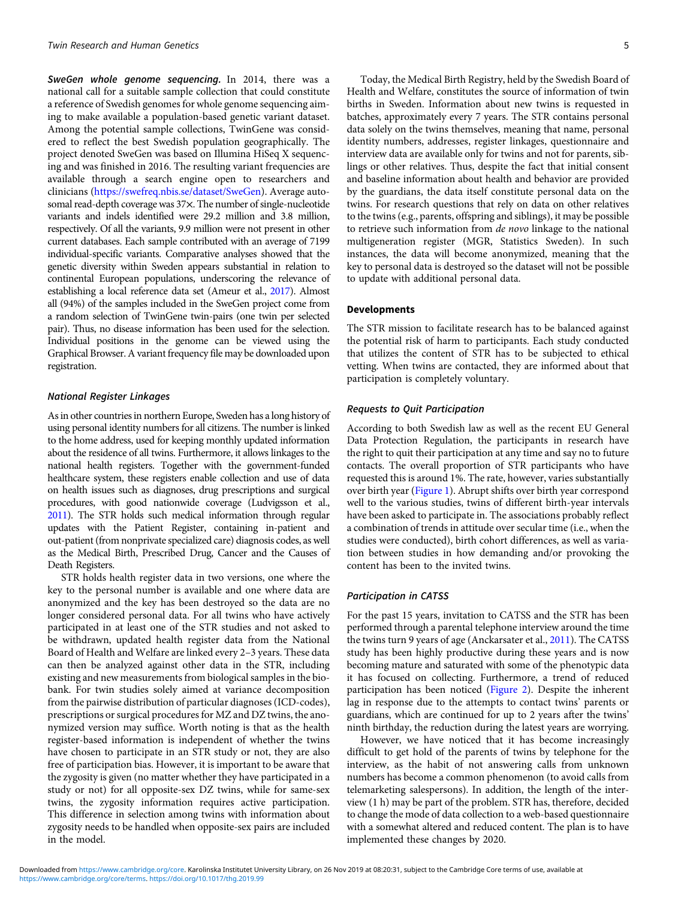***SweGen whole genome sequencing.*** In 2014, there was a national call for a suitable sample collection that could constitute a reference of Swedish genomes for whole genome sequencing aiming to make available a population-based genetic variant dataset. Among the potential sample collections, TwinGene was considered to reflect the best Swedish population geographically. The project denoted SweGen was based on Illumina HiSeq X sequencing and was finished in 2016. The resulting variant frequencies are available through a search engine open to researchers and clinicians (https://swefreq.nbis.se/dataset/SweGen). Average autosomal read-depth coverage was 37×. The number of single-nucleotide variants and indels identified were 29.2 million and 3.8 million, respectively. Of all the variants, 9.9 million were not present in other current databases. Each sample contributed with an average of 7199 individual-specific variants. Comparative analyses showed that the genetic diversity within Sweden appears substantial in relation to continental European populations, underscoring the relevance of establishing a local reference data set (Ameur et al., 2017). Almost all (94%) of the samples included in the SweGen project come from a random selection of TwinGene twin-pairs (one twin per selected pair). Thus, no disease information has been used for the selection. Individual positions in the genome can be viewed using the Graphical Browser. A variant frequency file may be downloaded upon registration.

### National Register Linkages

As in other countries in northern Europe, Sweden has a long history of using personal identity numbers for all citizens. The number is linked to the home address, used for keeping monthly updated information about the residence of all twins. Furthermore, it allows linkages to the national health registers. Together with the government-funded healthcare system, these registers enable collection and use of data on health issues such as diagnoses, drug prescriptions and surgical procedures, with good nationwide coverage (Ludvigsson et al., 2011). The STR holds such medical information through regular updates with the Patient Register, containing in-patient and out-patient (from nonprivate specialized care) diagnosis codes, as well as the Medical Birth, Prescribed Drug, Cancer and the Causes of Death Registers.

STR holds health register data in two versions, one where the key to the personal number is available and one where data are anonymized and the key has been destroyed so the data are no longer considered personal data. For all twins who have actively participated in at least one of the STR studies and not asked to be withdrawn, updated health register data from the National Board of Health and Welfare are linked every 2–3 years. These data can then be analyzed against other data in the STR, including existing and new measurements from biological samples in the biobank. For twin studies solely aimed at variance decomposition from the pairwise distribution of particular diagnoses (ICD-codes), prescriptions or surgical procedures for MZ and DZ twins, the anonymized version may suffice. Worth noting is that as the health register-based information is independent of whether the twins have chosen to participate in an STR study or not, they are also free of participation bias. However, it is important to be aware that the zygosity is given (no matter whether they have participated in a study or not) for all opposite-sex DZ twins, while for same-sex twins, the zygosity information requires active participation. This difference in selection among twins with information about zygosity needs to be handled when opposite-sex pairs are included in the model.

Today, the Medical Birth Registry, held by the Swedish Board of Health and Welfare, constitutes the source of information of twin births in Sweden. Information about new twins is requested in batches, approximately every 7 years. The STR contains personal data solely on the twins themselves, meaning that name, personal identity numbers, addresses, register linkages, questionnaire and interview data are available only for twins and not for parents, siblings or other relatives. Thus, despite the fact that initial consent and baseline information about health and behavior are provided by the guardians, the data itself constitute personal data on the twins. For research questions that rely on data on other relatives to the twins (e.g., parents, offspring and siblings), it may be possible to retrieve such information from *de novo* linkage to the national multigeneration register (MGR, Statistics Sweden). In such instances, the data will become anonymized, meaning that the key to personal data is destroyed so the dataset will not be possible to update with additional personal data.

## Developments

The STR mission to facilitate research has to be balanced against the potential risk of harm to participants. Each study conducted that utilizes the content of STR has to be subjected to ethical vetting. When twins are contacted, they are informed about that participation is completely voluntary.

### Requests to Quit Participation

According to both Swedish law as well as the recent EU General Data Protection Regulation, the participants in research have the right to quit their participation at any time and say no to future contacts. The overall proportion of STR participants who have requested this is around 1%. The rate, however, varies substantially over birth year (Figure 1). Abrupt shifts over birth year correspond well to the various studies, twins of different birth-year intervals have been asked to participate in. The associations probably reflect a combination of trends in attitude over secular time (i.e., when the studies were conducted), birth cohort differences, as well as variation between studies in how demanding and/or provoking the content has been to the invited twins.

### Participation in CATSS

For the past 15 years, invitation to CATSS and the STR has been performed through a parental telephone interview around the time the twins turn 9 years of age (Anckarsater et al., 2011). The CATSS study has been highly productive during these years and is now becoming mature and saturated with some of the phenotypic data it has focused on collecting. Furthermore, a trend of reduced participation has been noticed (Figure 2). Despite the inherent lag in response due to the attempts to contact twins' parents or guardians, which are continued for up to 2 years after the twins' ninth birthday, the reduction during the latest years are worrying.

However, we have noticed that it has become increasingly difficult to get hold of the parents of twins by telephone for the interview, as the habit of not answering calls from unknown numbers has become a common phenomenon (to avoid calls from telemarketing salespersons). In addition, the length of the interview (1 h) may be part of the problem. STR has, therefore, decided to change the mode of data collection to a web-based questionnaire with a somewhat altered and reduced content. The plan is to have implemented these changes by 2020.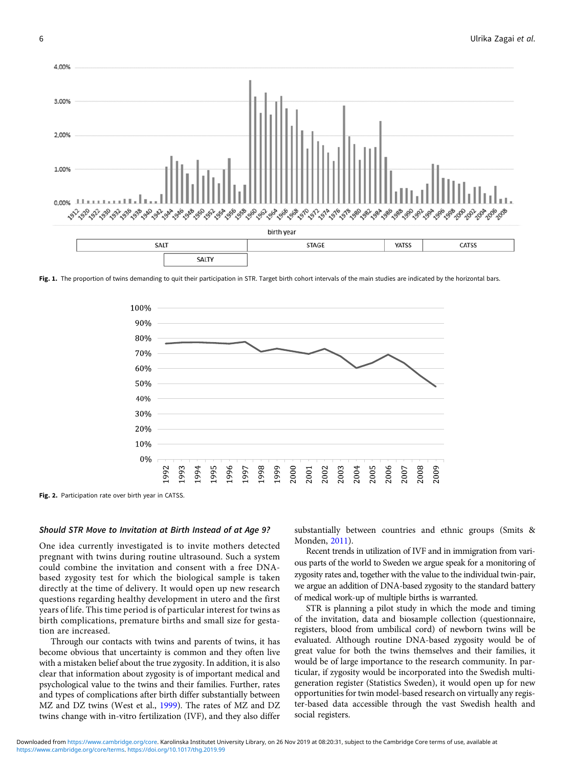Fig. 1. The proportion of twins demanding to quit their participation in STR. Target birth cohort intervals of the main studies are indicated by the horizontal bars.

Fig. 2. Participation rate over birth year in CATSS.

### *Should STR Move to Invitation at Birth Instead of at Age 9?*

One idea currently investigated is to invite mothers detected pregnant with twins during routine ultrasound. Such a system could combine the invitation and consent with a free DNA-based zygosity test for which the biological sample is taken directly at the time of delivery. It would open up new research questions regarding healthy development in utero and the first years of life. This time period is of particular interest for twins as birth complications, premature births and small size for gestation are increased.

Through our contacts with twins and parents of twins, it has become obvious that uncertainty is common and they often live with a mistaken belief about the true zygosity. In addition, it is also clear that information about zygosity is of important medical and psychological value to the twins and their families. Further, rates and types of complications after birth differ substantially between MZ and DZ twins (West et al., 1999). The rates of MZ and DZ twins change with in-vitro fertilization (IVF), and they also differ substantially between countries and ethnic groups (Smits & Monden, 2011).

Recent trends in utilization of IVF and in immigration from various parts of the world to Sweden we argue speak for a monitoring of zygosity rates and, together with the value to the individual twin-pair, we argue an addition of DNA-based zygosity to the standard battery of medical work-up of multiple births is warranted.

STR is planning a pilot study in which the mode and timing of the invitation, data and biosample collection (questionnaire, registers, blood from umbilical cord) of newborn twins will be evaluated. Although routine DNA-based zygosity would be of great value for both the twins themselves and their families, it would be of large importance to the research community. In particular, if zygosity would be incorporated into the Swedish multi-generation register (Statistics Sweden), it would open up for new opportunities for twin model-based research on virtually any register-based data accessible through the vast Swedish health and social registers.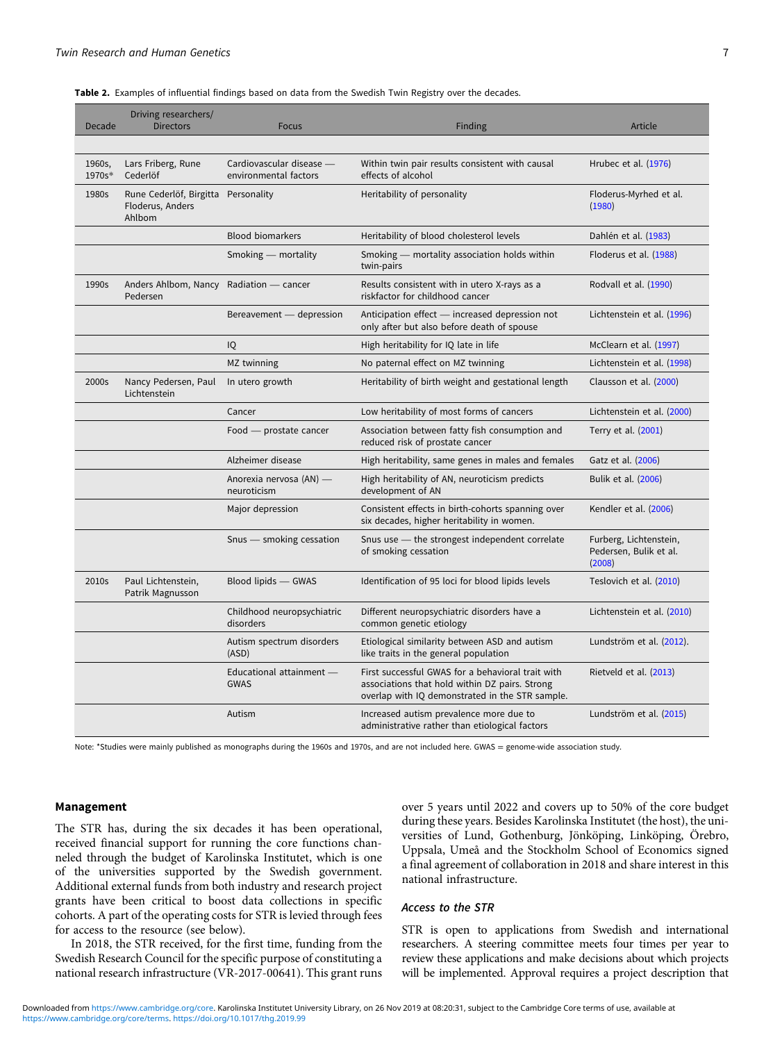**Table 2.** Examples of influential findings based on data from the Swedish Twin Registry over the decades.

| Decade | Driving researchers/ Directors | Focus | Finding | Article |
|---|---|---|---|---|
| 1960s, 1970s* | Lars Friberg, Rune Cederlöf | Cardiovascular disease — environmental factors | Within twin pair results consistent with causal effects of alcohol | Hrubec et al. (1976) |
| 1980s | Rune Cederlöf, Birgitta Floderus, Anders Ahlbom | Personality | Heritability of personality | Floderus-Myrhed et al. (1980) |
| | | Blood biomarkers | Heritability of blood cholesterol levels | Dahlén et al. (1983) |
| | | Smoking — mortality | Smoking — mortality association holds within twin-pairs | Floderus et al. (1988) |
| 1990s | Anders Ahlbom, Nancy Pedersen | Radiation — cancer | Results consistent with in utero X-rays as a riskfactor for childhood cancer | Rodvall et al. (1990) |
| | | Bereavement — depression | Anticipation effect — increased depression not only after but also before death of spouse | Lichtenstein et al. (1996) |
| | | IQ | High heritability for IQ late in life | McClearn et al. (1997) |
| | | MZ twinning | No paternal effect on MZ twinning | Lichtenstein et al. (1998) |
| 2000s | Nancy Pedersen, Paul Lichtenstein | In utero growth | Heritability of birth weight and gestational length | Clausson et al. (2000) |
| | | Cancer | Low heritability of most forms of cancers | Lichtenstein et al. (2000) |
| | | Food — prostate cancer | Association between fatty fish consumption and reduced risk of prostate cancer | Terry et al. (2001) |
| | | Alzheimer disease | High heritability, same genes in males and females | Gatz et al. (2006) |
| | | Anorexia nervosa (AN) — neuroticism | High heritability of AN, neuroticism predicts development of AN | Bulik et al. (2006) |
| | | Major depression | Consistent effects in birth-cohorts spanning over six decades, higher heritability in women. | Kendler et al. (2006) |
| | | Snus — smoking cessation | Snus use — the strongest independent correlate of smoking cessation | Furberg, Lichtenstein, Pedersen, Bulik et al. (2008) |
| 2010s | Paul Lichtenstein, Patrik Magnusson | Blood lipids — GWAS | Identification of 95 loci for blood lipids levels | Teslovich et al. (2010) |
| | | Childhood neuropsychiatric disorders | Different neuropsychiatric disorders have a common genetic etiology | Lichtenstein et al. (2010) |
| | | Autism spectrum disorders (ASD) | Etiological similarity between ASD and autism like traits in the general population | Lundström et al. (2012). |
| | | Educational attainment — GWAS | First successful GWAS for a behavioral trait with associations that hold within DZ pairs. Strong overlap with IQ demonstrated in the STR sample. | Rietveld et al. (2013) |
| | | Autism | Increased autism prevalence more due to administrative rather than etiological factors | Lundström et al. (2015) |

Note: *Studies were mainly published as monographs during the 1960s and 1970s, and are not included here. GWAS = genome-wide association study.

## Management

The STR has, during the six decades it has been operational, received financial support for running the core functions channeled through the budget of Karolinska Institutet, which is one of the universities supported by the Swedish government. Additional external funds from both industry and research project grants have been critical to boost data collections in specific cohorts. A part of the operating costs for STR is levied through fees for access to the resource (see below).

In 2018, the STR received, for the first time, funding from the Swedish Research Council for the specific purpose of constituting a national research infrastructure (VR-2017-00641). This grant runs over 5 years until 2022 and covers up to 50% of the core budget during these years. Besides Karolinska Institutet (the host), the universities of Lund, Gothenburg, Jönköping, Linköping, Örebro, Uppsala, Umeå and the Stockholm School of Economics signed a final agreement of collaboration in 2018 and share interest in this national infrastructure.

### *Access to the STR*

STR is open to applications from Swedish and international researchers. A steering committee meets four times per year to review these applications and make decisions about which projects will be implemented. Approval requires a project description that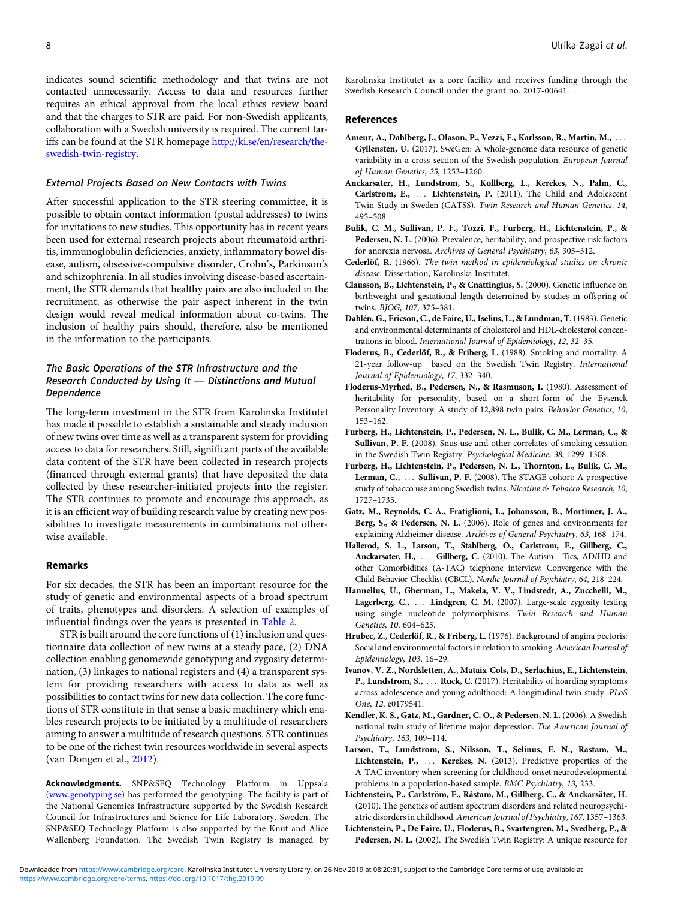indicates sound scientific methodology and that twins are not contacted unnecessarily. Access to data and resources further requires an ethical approval from the local ethics review board and that the charges to STR are paid. For non-Swedish applicants, collaboration with a Swedish university is required. The current tariffs can be found at the STR homepage http://ki.se/en/research/the-swedish-twin-registry.

### External Projects Based on New Contacts with Twins

After successful application to the STR steering committee, it is possible to obtain contact information (postal addresses) to twins for invitations to new studies. This opportunity has in recent years been used for external research projects about rheumatoid arthritis, immunoglobulin deficiencies, anxiety, inflammatory bowel disease, autism, obsessive-compulsive disorder, Crohn's, Parkinson's and schizophrenia. In all studies involving disease-based ascertainment, the STR demands that healthy pairs are also included in the recruitment, as otherwise the pair aspect inherent in the twin design would reveal medical information about co-twins. The inclusion of healthy pairs should, therefore, also be mentioned in the information to the participants.

### The Basic Operations of the STR Infrastructure and the Research Conducted by Using It — Distinctions and Mutual Dependence

The long-term investment in the STR from Karolinska Institutet has made it possible to establish a sustainable and steady inclusion of new twins over time as well as a transparent system for providing access to data for researchers. Still, significant parts of the available data content of the STR have been collected in research projects (financed through external grants) that have deposited the data collected by these researcher-initiated projects into the register. The STR continues to promote and encourage this approach, as it is an efficient way of building research value by creating new possibilities to investigate measurements in combinations not otherwise available.

## Remarks

For six decades, the STR has been an important resource for the study of genetic and environmental aspects of a broad spectrum of traits, phenotypes and disorders. A selection of examples of influential findings over the years is presented in Table 2.

STR is built around the core functions of (1) inclusion and questionnaire data collection of new twins at a steady pace, (2) DNA collection enabling genomewide genotyping and zygosity determination, (3) linkages to national registers and (4) a transparent system for providing researchers with access to data as well as possibilities to contact twins for new data collection. The core functions of STR constitute in that sense a basic machinery which enables research projects to be initiated by a multitude of researchers aiming to answer a multitude of research questions. STR continues to be one of the richest twin resources worldwide in several aspects (van Dongen et al., 2012).

**Acknowledgments.** SNP&SEQ Technology Platform in Uppsala (www.genotyping.se) has performed the genotyping. The facility is part of the National Genomics Infrastructure supported by the Swedish Research Council for Infrastructures and Science for Life Laboratory, Sweden. The SNP&SEQ Technology Platform is also supported by the Knut and Alice Wallenberg Foundation. The Swedish Twin Registry is managed by Karolinska Institutet as a core facility and receives funding through the Swedish Research Council under the grant no. 2017-00641.

## References

**Ameur, A., Dahlberg, J., Olason, P., Vezzi, F., Karlsson, R., Martin, M., ... Gyllensten, U.** (2017). SweGen: A whole-genome data resource of genetic variability in a cross-section of the Swedish population. *European Journal of Human Genetics*, *25*, 1253–1260.

**Anckarsater, H., Lundstrom, S., Kollberg, L., Kerekes, N., Palm, C., Carlstrom, E., ... Lichtenstein, P.** (2011). The Child and Adolescent Twin Study in Sweden (CATSS). *Twin Research and Human Genetics*, *14*, 495–508.

**Bulik, C. M., Sullivan, P. F., Tozzi, F., Furberg, H., Lichtenstein, P., & Pedersen, N. L.** (2006). Prevalence, heritability, and prospective risk factors for anorexia nervosa. *Archives of General Psychiatry*, *63*, 305–312.

**Cederlöf, R.** (1966). *The twin method in epidemiological studies on chronic disease*. Dissertation, Karolinska Institutet.

**Clausson, B., Lichtenstein, P., & Cnattingius, S.** (2000). Genetic influence on birthweight and gestational length determined by studies in offspring of twins. *BJOG*, *107*, 375–381.

**Dahlén, G., Ericson, C., de Faire, U., Iselius, L., & Lundman, T.** (1983). Genetic and environmental determinants of cholesterol and HDL-cholesterol concentrations in blood. *International Journal of Epidemiology*, *12*, 32–35.

**Floderus, B., Cederlöf, R., & Friberg, L.** (1988). Smoking and mortality: A 21-year follow-up based on the Swedish Twin Registry. *International Journal of Epidemiology*, *17*, 332–340.

**Floderus-Myrhed, B., Pedersen, N., & Rasmuson, I.** (1980). Assessment of heritability for personality, based on a short-form of the Eysenck Personality Inventory: A study of 12,898 twin pairs. *Behavior Genetics*, *10*, 153–162.

**Furberg, H., Lichtenstein, P., Pedersen, N. L., Bulik, C. M., Lerman, C., & Sullivan, P. F.** (2008). Snus use and other correlates of smoking cessation in the Swedish Twin Registry. *Psychological Medicine*, *38*, 1299–1308.

**Furberg, H., Lichtenstein, P., Pedersen, N. L., Thornton, L., Bulik, C. M., Lerman, C., ... Sullivan, P. F.** (2008). The STAGE cohort: A prospective study of tobacco use among Swedish twins. *Nicotine & Tobacco Research*, *10*, 1727–1735.

**Gatz, M., Reynolds, C. A., Fratiglioni, L., Johansson, B., Mortimer, J. A., Berg, S., & Pedersen, N. L.** (2006). Role of genes and environments for explaining Alzheimer disease. *Archives of General Psychiatry*, *63*, 168–174.

**Hallerod, S. L., Larson, T., Stahlberg, O., Carlstrom, E., Gillberg, C., Anckarsater, H., ... Gillberg, C.** (2010). The Autism—Tics, AD/HD and other Comorbidities (A-TAC) telephone interview: Convergence with the Child Behavior Checklist (CBCL). *Nordic Journal of Psychiatry*, *64*, 218–224.

**Hannelius, U., Gherman, L., Makela, V. V., Lindstedt, A., Zucchelli, M., Lagerberg, C., ... Lindgren, C. M.** (2007). Large-scale zygosity testing using single nucleotide polymorphisms. *Twin Research and Human Genetics*, *10*, 604–625.

**Hrubec, Z., Cederlöf, R., & Friberg, L.** (1976). Background of angina pectoris: Social and environmental factors in relation to smoking. *American Journal of Epidemiology*, *103*, 16–29.

**Ivanov, V. Z., Nordsletten, A., Mataix-Cols, D., Serlachius, E., Lichtenstein, P., Lundstrom, S., ... Ruck, C.** (2017). Heritability of hoarding symptoms across adolescence and young adulthood: A longitudinal twin study. *PLoS One*, *12*, e0179541.

**Kendler, K. S., Gatz, M., Gardner, C. O., & Pedersen, N. L.** (2006). A Swedish national twin study of lifetime major depression. *The American Journal of Psychiatry*, *163*, 109–114.

**Larson, T., Lundstrom, S., Nilsson, T., Selinus, E. N., Rastam, M., Lichtenstein, P., ... Kerekes, N.** (2013). Predictive properties of the A-TAC inventory when screening for childhood-onset neurodevelopmental problems in a population-based sample. *BMC Psychiatry*, *13*, 233.

**Lichtenstein, P., Carlström, E., Råstam, M., Gillberg, C., & Anckarsäter, H.** (2010). The genetics of autism spectrum disorders and related neuropsychiatric disorders in childhood. *American Journal of Psychiatry*, *167*, 1357–1363.

**Lichtenstein, P., De Faire, U., Floderus, B., Svartengren, M., Svedberg, P., & Pedersen, N. L.** (2002). The Swedish Twin Registry: A unique resource for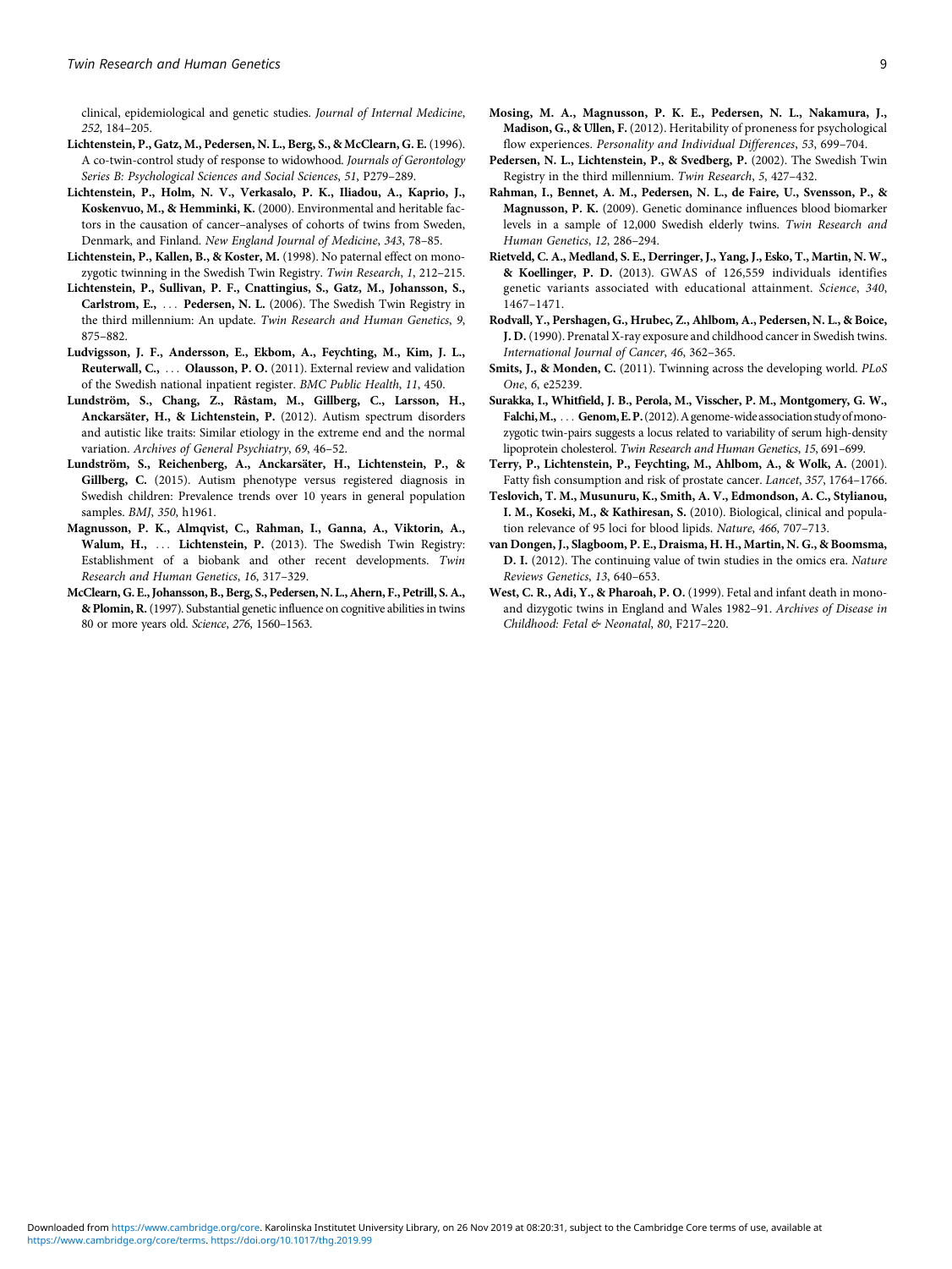clinical, epidemiological and genetic studies. *Journal of Internal Medicine*, *252*, 184–205.

**Lichtenstein, P., Gatz, M., Pedersen, N. L., Berg, S., & McClearn, G. E.** (1996). A co-twin-control study of response to widowhood. *Journals of Gerontology Series B: Psychological Sciences and Social Sciences*, *51*, P279–289.

**Lichtenstein, P., Holm, N. V., Verkasalo, P. K., Iliadou, A., Kaprio, J., Koskenvuo, M., & Hemminki, K.** (2000). Environmental and heritable factors in the causation of cancer–analyses of cohorts of twins from Sweden, Denmark, and Finland. *New England Journal of Medicine*, *343*, 78–85.

**Lichtenstein, P., Kallen, B., & Koster, M.** (1998). No paternal effect on monozygotic twinning in the Swedish Twin Registry. *Twin Research*, *1*, 212–215.

**Lichtenstein, P., Sullivan, P. F., Cnattingius, S., Gatz, M., Johansson, S., Carlstrom, E., . . . Pedersen, N. L.** (2006). The Swedish Twin Registry in the third millennium: An update. *Twin Research and Human Genetics*, *9*, 875–882.

**Ludvigsson, J. F., Andersson, E., Ekbom, A., Feychting, M., Kim, J. L., Reuterwall, C., . . . Olausson, P. O.** (2011). External review and validation of the Swedish national inpatient register. *BMC Public Health*, *11*, 450.

**Lundström, S., Chang, Z., Råstam, M., Gillberg, C., Larsson, H., Anckarsäter, H., & Lichtenstein, P.** (2012). Autism spectrum disorders and autistic like traits: Similar etiology in the extreme end and the normal variation. *Archives of General Psychiatry*, *69*, 46–52.

**Lundström, S., Reichenberg, A., Anckarsäter, H., Lichtenstein, P., & Gillberg, C.** (2015). Autism phenotype versus registered diagnosis in Swedish children: Prevalence trends over 10 years in general population samples. *BMJ*, *350*, h1961.

**Magnusson, P. K., Almqvist, C., Rahman, I., Ganna, A., Viktorin, A., Walum, H., . . . Lichtenstein, P.** (2013). The Swedish Twin Registry: Establishment of a biobank and other recent developments. *Twin Research and Human Genetics*, *16*, 317–329.

**McClearn, G. E., Johansson, B., Berg, S., Pedersen, N. L., Ahern, F., Petrill, S. A., & Plomin, R.** (1997). Substantial genetic influence on cognitive abilities in twins 80 or more years old. *Science*, *276*, 1560–1563.

**Mosing, M. A., Magnusson, P. K. E., Pedersen, N. L., Nakamura, J., Madison, G., & Ullen, F.** (2012). Heritability of proneness for psychological flow experiences. *Personality and Individual Differences*, *53*, 699–704.

**Pedersen, N. L., Lichtenstein, P., & Svedberg, P.** (2002). The Swedish Twin Registry in the third millennium. *Twin Research*, *5*, 427–432.

**Rahman, I., Bennet, A. M., Pedersen, N. L., de Faire, U., Svensson, P., & Magnusson, P. K.** (2009). Genetic dominance influences blood biomarker levels in a sample of 12,000 Swedish elderly twins. *Twin Research and Human Genetics*, *12*, 286–294.

**Rietveld, C. A., Medland, S. E., Derringer, J., Yang, J., Esko, T., Martin, N. W., & Koellinger, P. D.** (2013). GWAS of 126,559 individuals identifies genetic variants associated with educational attainment. *Science*, *340*, 1467–1471.

**Rodvall, Y., Pershagen, G., Hrubec, Z., Ahlbom, A., Pedersen, N. L., & Boice, J. D.** (1990). Prenatal X-ray exposure and childhood cancer in Swedish twins. *International Journal of Cancer*, *46*, 362–365.

**Smits, J., & Monden, C.** (2011). Twinning across the developing world. *PLoS One*, *6*, e25239.

**Surakka, I., Whitfield, J. B., Perola, M., Visscher, P. M., Montgomery, G. W., Falchi, M., . . . Genom, E. P.** (2012). A genome-wide association study of monozygotic twin-pairs suggests a locus related to variability of serum high-density lipoprotein cholesterol. *Twin Research and Human Genetics*, *15*, 691–699.

**Terry, P., Lichtenstein, P., Feychting, M., Ahlbom, A., & Wolk, A.** (2001). Fatty fish consumption and risk of prostate cancer. *Lancet*, *357*, 1764–1766.

**Teslovich, T. M., Musunuru, K., Smith, A. V., Edmondson, A. C., Stylianou, I. M., Koseki, M., & Kathiresan, S.** (2010). Biological, clinical and population relevance of 95 loci for blood lipids. *Nature*, *466*, 707–713.

**van Dongen, J., Slagboom, P. E., Draisma, H. H., Martin, N. G., & Boomsma, D. I.** (2012). The continuing value of twin studies in the omics era. *Nature Reviews Genetics*, *13*, 640–653.

**West, C. R., Adi, Y., & Pharoah, P. O.** (1999). Fetal and infant death in mono- and dizygotic twins in England and Wales 1982–91. *Archives of Disease in Childhood: Fetal & Neonatal*, *80*, F217–220.